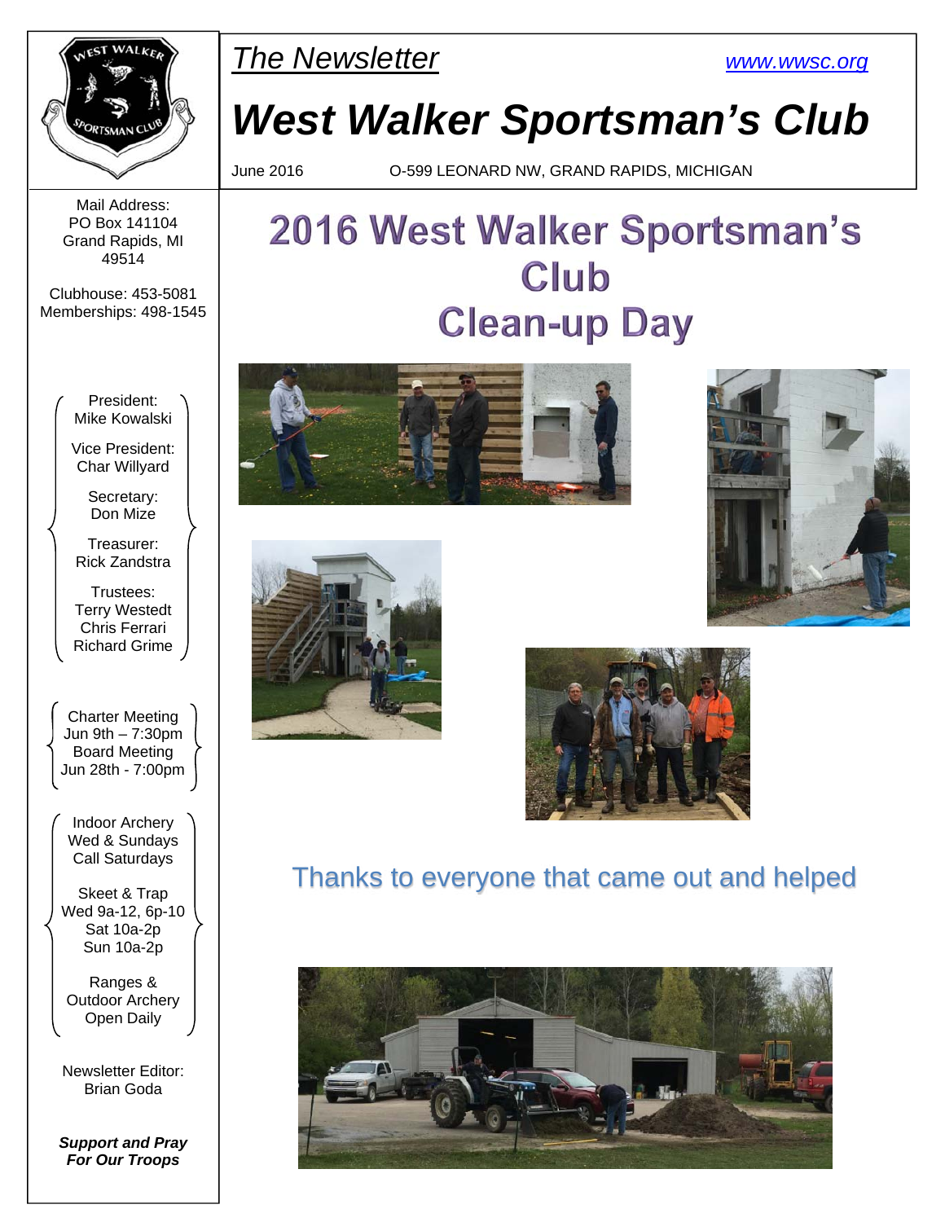*The Newsletter*

www.wwsc.org

# West Walker Sportsman's Club

June 2016 O-599 LEONARD NW, GRAND RAPIDS, MICHIGAN

Mail Address:
PO Box 141104
Grand Rapids, MI
49514

Clubhouse: 453-5081
Memberships: 498-1545

President:
Mike Kowalski

Vice President:
Char Willyard

Secretary:
Don Mize

Treasurer:
Rick Zandstra

Trustees:
Terry Westedt
Chris Ferrari
Richard Grime

Charter Meeting
Jun 9th – 7:30pm
Board Meeting
Jun 28th - 7:00pm

Indoor Archery
Wed & Sundays
Call Saturdays

Skeet & Trap
Wed 9a-12, 6p-10
Sat 10a-2p
Sun 10a-2p

Ranges &
Outdoor Archery
Open Daily

Newsletter Editor:
Brian Goda

***Support and Pray For Our Troops***

## 2016 West Walker Sportsman's Club Clean-up Day

Thanks to everyone that came out and helped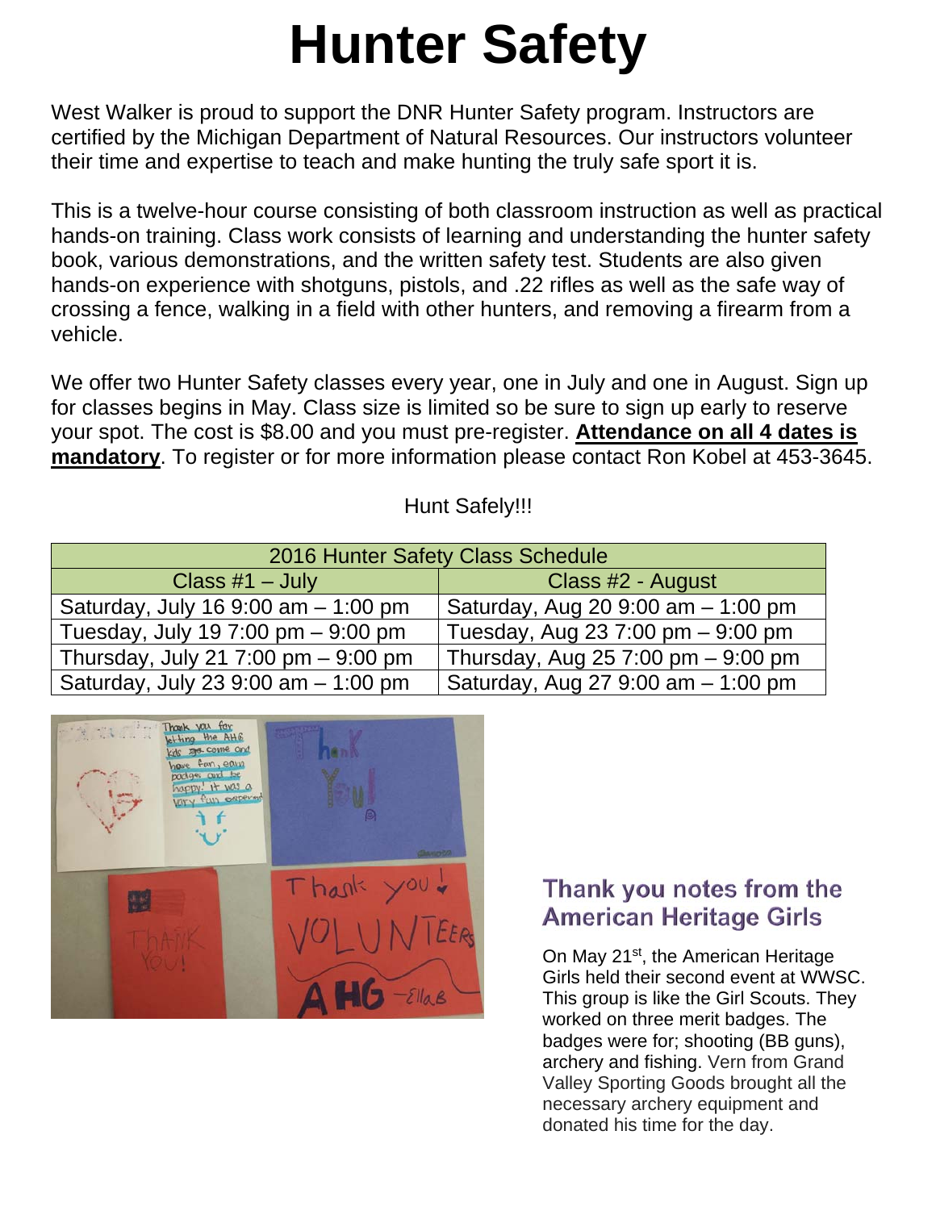# Hunter Safety

West Walker is proud to support the DNR Hunter Safety program. Instructors are certified by the Michigan Department of Natural Resources. Our instructors volunteer their time and expertise to teach and make hunting the truly safe sport it is.

This is a twelve-hour course consisting of both classroom instruction as well as practical hands-on training. Class work consists of learning and understanding the hunter safety book, various demonstrations, and the written safety test. Students are also given hands-on experience with shotguns, pistols, and .22 rifles as well as the safe way of crossing a fence, walking in a field with other hunters, and removing a firearm from a vehicle.

We offer two Hunter Safety classes every year, one in July and one in August. Sign up for classes begins in May. Class size is limited so be sure to sign up early to reserve your spot. The cost is $8.00 and you must pre-register. **Attendance on all 4 dates is mandatory**. To register or for more information please contact Ron Kobel at 453-3645.

Hunt Safely!!!

| 2016 Hunter Safety Class Schedule | |
|---|---|
| Class #1 – July | Class #2 - August |
| Saturday, July 16 9:00 am – 1:00 pm | Saturday, Aug 20 9:00 am – 1:00 pm |
| Tuesday, July 19 7:00 pm – 9:00 pm | Tuesday, Aug 23 7:00 pm – 9:00 pm |
| Thursday, July 21 7:00 pm – 9:00 pm | Thursday, Aug 25 7:00 pm – 9:00 pm |
| Saturday, July 23 9:00 am – 1:00 pm | Saturday, Aug 27 9:00 am – 1:00 pm |

## Thank you notes from the American Heritage Girls

On May 21st, the American Heritage Girls held their second event at WWSC. This group is like the Girl Scouts. They worked on three merit badges. The badges were for; shooting (BB guns), archery and fishing. Vern from Grand Valley Sporting Goods brought all the necessary archery equipment and donated his time for the day.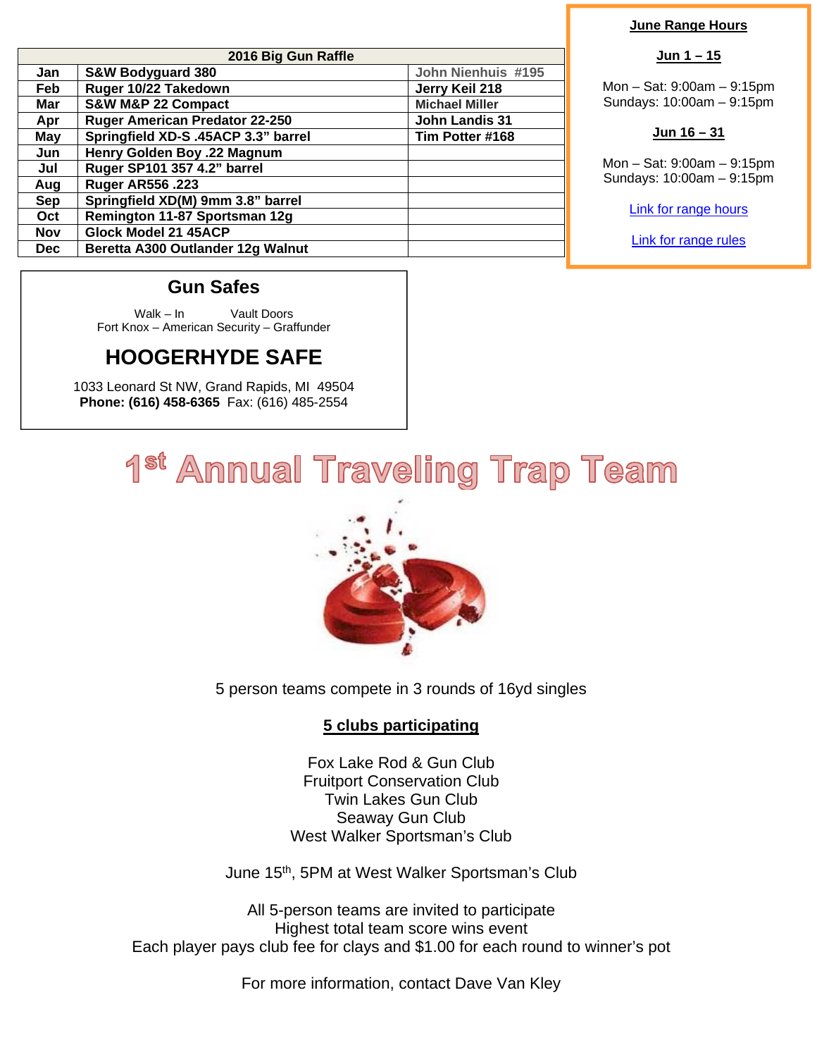| 2016 Big Gun Raffle | | |
|---|---|---|
| **Jan** | **S&W Bodyguard 380** | John Nienhuis #195 |
| **Feb** | **Ruger 10/22 Takedown** | **Jerry Keil 218** |
| **Mar** | **S&W M&P 22 Compact** | Michael Miller |
| **Apr** | **Ruger American Predator 22-250** | **John Landis 31** |
| **May** | **Springfield XD-S .45ACP 3.3" barrel** | **Tim Potter #168** |
| **Jun** | **Henry Golden Boy .22 Magnum** | |
| **Jul** | **Ruger SP101 357 4.2" barrel** | |
| **Aug** | **Ruger AR556 .223** | |
| **Sep** | **Springfield XD(M) 9mm 3.8" barrel** | |
| **Oct** | **Remington 11-87 Sportsman 12g** | |
| **Nov** | **Glock Model 21 45ACP** | |
| **Dec** | **Beretta A300 Outlander 12g Walnut** | |

**June Range Hours**

**Jun 1 – 15**

Mon – Sat: 9:00am – 9:15pm
Sundays: 10:00am – 9:15pm

**Jun 16 – 31**

Mon – Sat: 9:00am – 9:15pm
Sundays: 10:00am – 9:15pm

Link for range hours

Link for range rules

## Gun Safes

Walk – In Vault Doors
Fort Knox – American Security – Graffunder

## HOOGERHYDE SAFE

1033 Leonard St NW, Grand Rapids, MI 49504
**Phone: (616) 458-6365** Fax: (616) 485-2554

# 1st Annual Traveling Trap Team

5 person teams compete in 3 rounds of 16yd singles

**5 clubs participating**

Fox Lake Rod & Gun Club
Fruitport Conservation Club
Twin Lakes Gun Club
Seaway Gun Club
West Walker Sportsman's Club

June 15th, 5PM at West Walker Sportsman's Club

All 5-person teams are invited to participate
Highest total team score wins event
Each player pays club fee for clays and $1.00 for each round to winner's pot

For more information, contact Dave Van Kley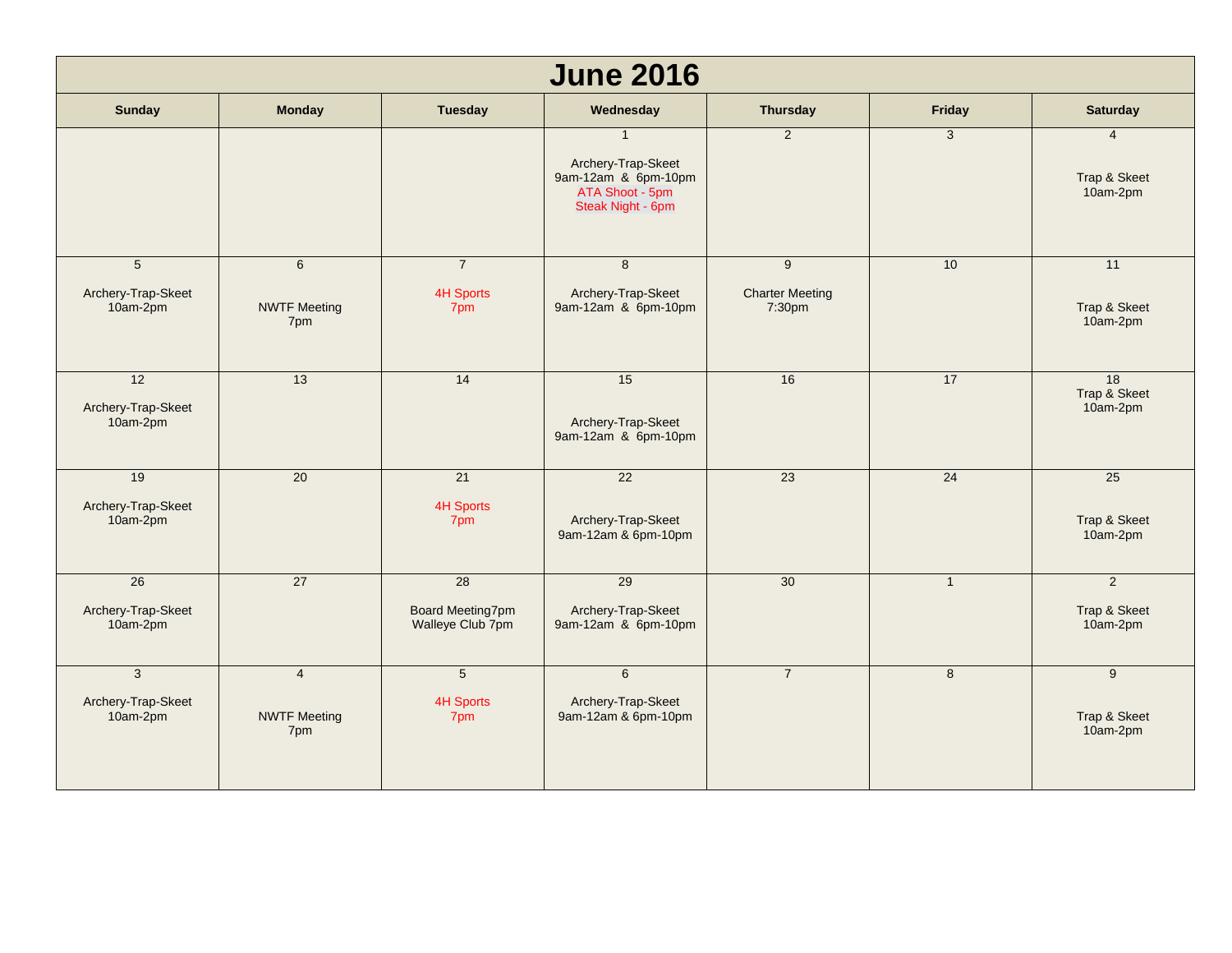# June 2016

| Sunday | Monday | Tuesday | Wednesday | Thursday | Friday | Saturday |
|---|---|---|---|---|---|---|
| | | | 1<br>Archery-Trap-Skeet<br>9am-12am & 6pm-10pm<br>ATA Shoot - 5pm<br>Steak Night - 6pm | 2 | 3 | 4<br>Trap & Skeet<br>10am-2pm |
| 5<br>Archery-Trap-Skeet<br>10am-2pm | 6<br>NWTF Meeting<br>7pm | 7<br>4H Sports<br>7pm | 8<br>Archery-Trap-Skeet<br>9am-12am & 6pm-10pm | 9<br>Charter Meeting<br>7:30pm | 10 | 11<br>Trap & Skeet<br>10am-2pm |
| 12<br>Archery-Trap-Skeet<br>10am-2pm | 13 | 14 | 15<br>Archery-Trap-Skeet<br>9am-12am & 6pm-10pm | 16 | 17 | 18<br>Trap & Skeet<br>10am-2pm |
| 19<br>Archery-Trap-Skeet<br>10am-2pm | 20 | 21<br>4H Sports<br>7pm | 22<br>Archery-Trap-Skeet<br>9am-12am & 6pm-10pm | 23 | 24 | 25<br>Trap & Skeet<br>10am-2pm |
| 26<br>Archery-Trap-Skeet<br>10am-2pm | 27 | 28<br>Board Meeting7pm<br>Walleye Club 7pm | 29<br>Archery-Trap-Skeet<br>9am-12am & 6pm-10pm | 30 | 1 | 2<br>Trap & Skeet<br>10am-2pm |
| 3<br>Archery-Trap-Skeet<br>10am-2pm | 4<br>NWTF Meeting<br>7pm | 5<br>4H Sports<br>7pm | 6<br>Archery-Trap-Skeet<br>9am-12am & 6pm-10pm | 7 | 8 | 9<br>Trap & Skeet<br>10am-2pm |